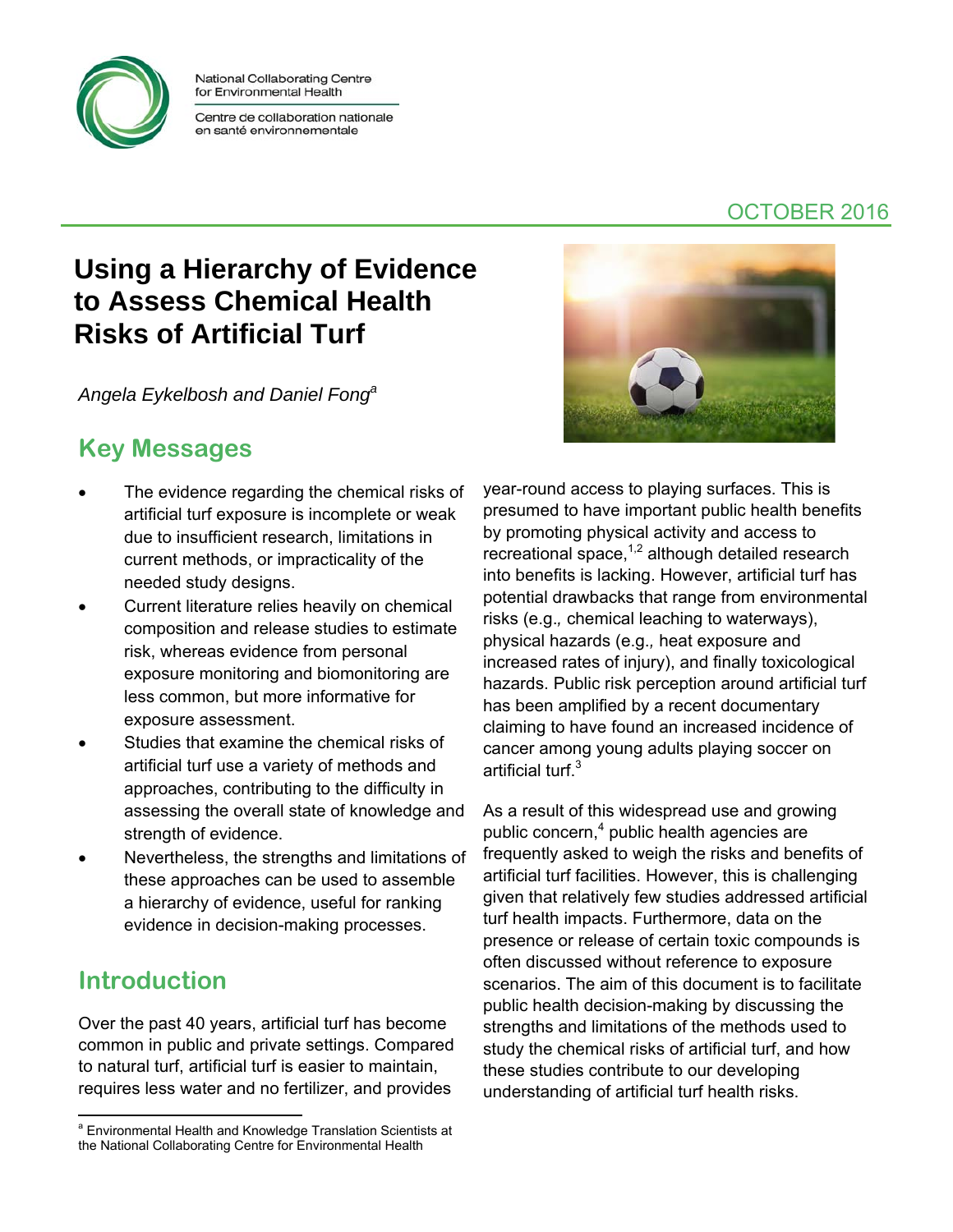National Collaborating Centre for Environmental Health

Centre de collaboration nationale en santé environnementale

OCTOBER 2016

# Using a Hierarchy of Evidence to Assess Chemical Health Risks of Artificial Turf

*Angela Eykelbosh and Daniel Fong*[a]

## Key Messages

- The evidence regarding the chemical risks of artificial turf exposure is incomplete or weak due to insufficient research, limitations in current methods, or impracticality of the needed study designs.
- Current literature relies heavily on chemical composition and release studies to estimate risk, whereas evidence from personal exposure monitoring and biomonitoring are less common, but more informative for exposure assessment.
- Studies that examine the chemical risks of artificial turf use a variety of methods and approaches, contributing to the difficulty in assessing the overall state of knowledge and strength of evidence.
- Nevertheless, the strengths and limitations of these approaches can be used to assemble a hierarchy of evidence, useful for ranking evidence in decision-making processes.

## Introduction

Over the past 40 years, artificial turf has become common in public and private settings. Compared to natural turf, artificial turf is easier to maintain, requires less water and no fertilizer, and provides year-round access to playing surfaces. This is presumed to have important public health benefits by promoting physical activity and access to recreational space,[1,2] although detailed research into benefits is lacking. However, artificial turf has potential drawbacks that range from environmental risks (e.g., chemical leaching to waterways), physical hazards (e.g., heat exposure and increased rates of injury), and finally toxicological hazards. Public risk perception around artificial turf has been amplified by a recent documentary claiming to have found an increased incidence of cancer among young adults playing soccer on artificial turf.[3]

As a result of this widespread use and growing public concern,[4] public health agencies are frequently asked to weigh the risks and benefits of artificial turf facilities. However, this is challenging given that relatively few studies addressed artificial turf health impacts. Furthermore, data on the presence or release of certain toxic compounds is often discussed without reference to exposure scenarios. The aim of this document is to facilitate public health decision-making by discussing the strengths and limitations of the methods used to study the chemical risks of artificial turf, and how these studies contribute to our developing understanding of artificial turf health risks.

[a] Environmental Health and Knowledge Translation Scientists at the National Collaborating Centre for Environmental Health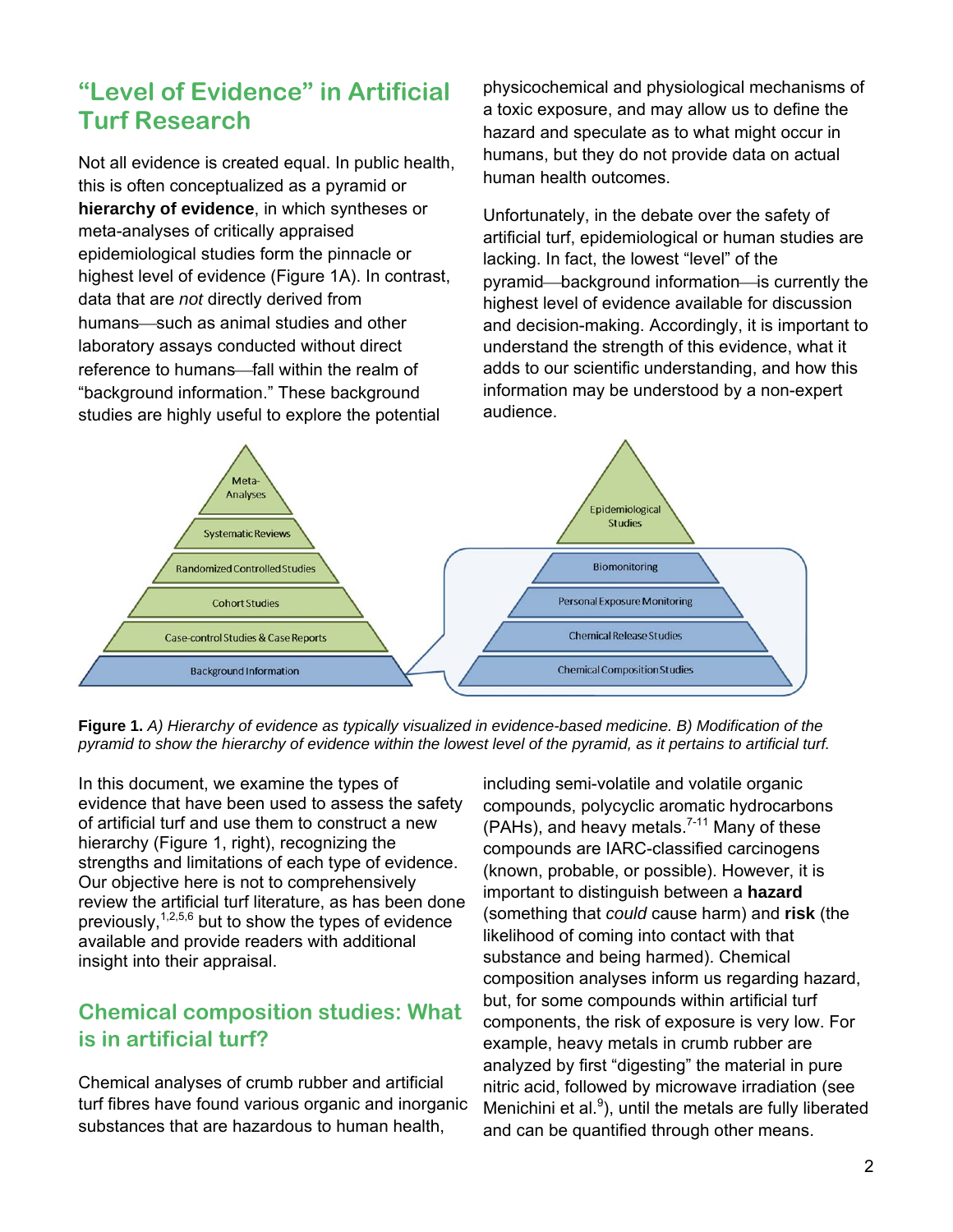## "Level of Evidence" in Artificial Turf Research

Not all evidence is created equal. In public health, this is often conceptualized as a pyramid or **hierarchy of evidence**, in which syntheses or meta-analyses of critically appraised epidemiological studies form the pinnacle or highest level of evidence (Figure 1A). In contrast, data that are *not* directly derived from humans—such as animal studies and other laboratory assays conducted without direct reference to humans—fall within the realm of "background information." These background studies are highly useful to explore the potential physicochemical and physiological mechanisms of a toxic exposure, and may allow us to define the hazard and speculate as to what might occur in humans, but they do not provide data on actual human health outcomes.

Unfortunately, in the debate over the safety of artificial turf, epidemiological or human studies are lacking. In fact, the lowest "level" of the pyramid—background information—is currently the highest level of evidence available for discussion and decision-making. Accordingly, it is important to understand the strength of this evidence, what it adds to our scientific understanding, and how this information may be understood by a non-expert audience.

**Figure 1.** *A) Hierarchy of evidence as typically visualized in evidence-based medicine. B) Modification of the pyramid to show the hierarchy of evidence within the lowest level of the pyramid, as it pertains to artificial turf.*

In this document, we examine the types of evidence that have been used to assess the safety of artificial turf and use them to construct a new hierarchy (Figure 1, right), recognizing the strengths and limitations of each type of evidence. Our objective here is not to comprehensively review the artificial turf literature, as has been done previously,[1,2,5,6] but to show the types of evidence available and provide readers with additional insight into their appraisal.

## Chemical composition studies: What is in artificial turf?

Chemical analyses of crumb rubber and artificial turf fibres have found various organic and inorganic substances that are hazardous to human health, including semi-volatile and volatile organic compounds, polycyclic aromatic hydrocarbons (PAHs), and heavy metals.[7-11] Many of these compounds are IARC-classified carcinogens (known, probable, or possible). However, it is important to distinguish between a **hazard** (something that *could* cause harm) and **risk** (the likelihood of coming into contact with that substance and being harmed). Chemical composition analyses inform us regarding hazard, but, for some compounds within artificial turf components, the risk of exposure is very low. For example, heavy metals in crumb rubber are analyzed by first "digesting" the material in pure nitric acid, followed by microwave irradiation (see Menichini et al.[9]), until the metals are fully liberated and can be quantified through other means.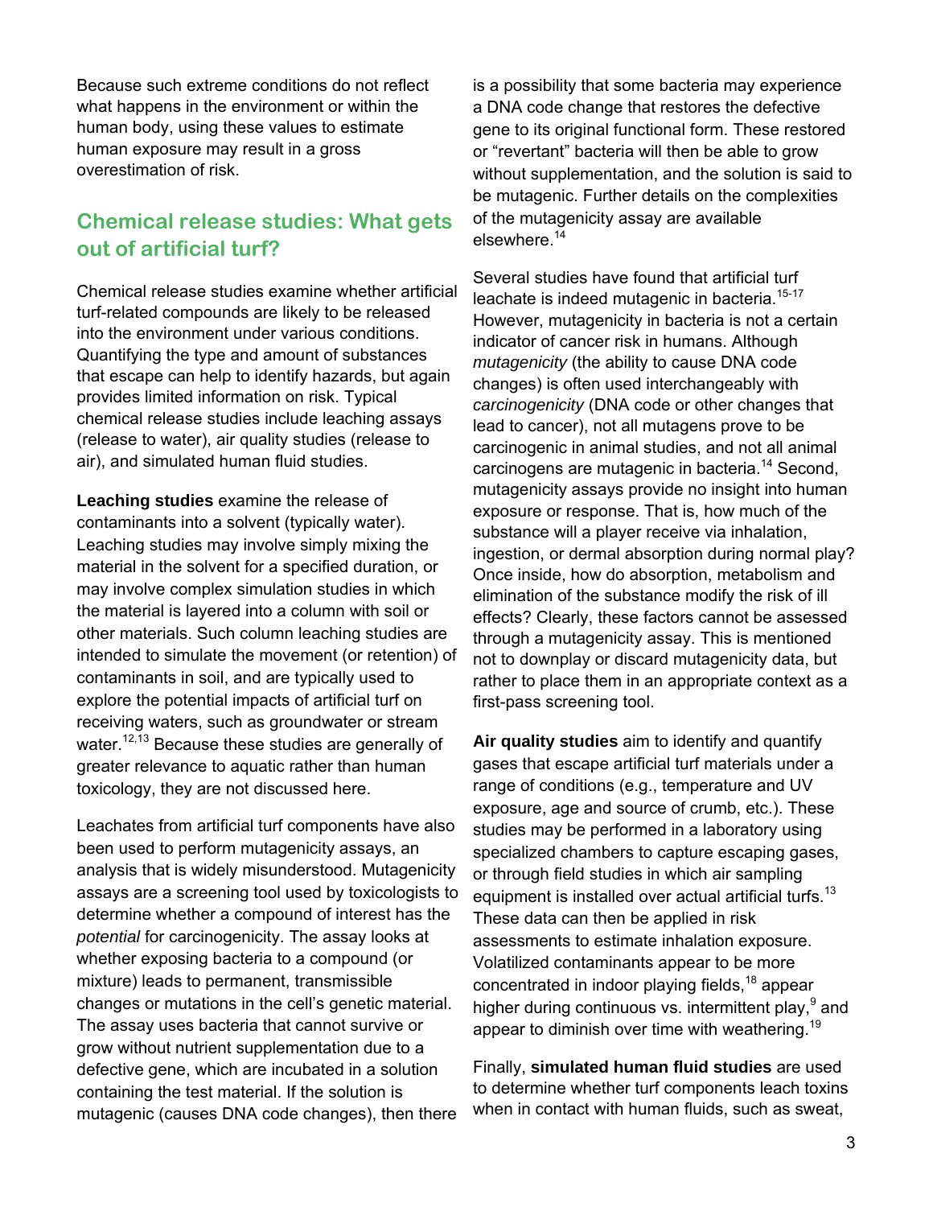Because such extreme conditions do not reflect what happens in the environment or within the human body, using these values to estimate human exposure may result in a gross overestimation of risk.

## Chemical release studies: What gets out of artificial turf?

Chemical release studies examine whether artificial turf-related compounds are likely to be released into the environment under various conditions. Quantifying the type and amount of substances that escape can help to identify hazards, but again provides limited information on risk. Typical chemical release studies include leaching assays (release to water), air quality studies (release to air), and simulated human fluid studies.

**Leaching studies** examine the release of contaminants into a solvent (typically water). Leaching studies may involve simply mixing the material in the solvent for a specified duration, or may involve complex simulation studies in which the material is layered into a column with soil or other materials. Such column leaching studies are intended to simulate the movement (or retention) of contaminants in soil, and are typically used to explore the potential impacts of artificial turf on receiving waters, such as groundwater or stream water.[12,13] Because these studies are generally of greater relevance to aquatic rather than human toxicology, they are not discussed here.

Leachates from artificial turf components have also been used to perform mutagenicity assays, an analysis that is widely misunderstood. Mutagenicity assays are a screening tool used by toxicologists to determine whether a compound of interest has the *potential* for carcinogenicity. The assay looks at whether exposing bacteria to a compound (or mixture) leads to permanent, transmissible changes or mutations in the cell's genetic material. The assay uses bacteria that cannot survive or grow without nutrient supplementation due to a defective gene, which are incubated in a solution containing the test material. If the solution is mutagenic (causes DNA code changes), then there is a possibility that some bacteria may experience a DNA code change that restores the defective gene to its original functional form. These restored or "revertant" bacteria will then be able to grow without supplementation, and the solution is said to be mutagenic. Further details on the complexities of the mutagenicity assay are available elsewhere.[14]

Several studies have found that artificial turf leachate is indeed mutagenic in bacteria.[15-17] However, mutagenicity in bacteria is not a certain indicator of cancer risk in humans. Although *mutagenicity* (the ability to cause DNA code changes) is often used interchangeably with *carcinogenicity* (DNA code or other changes that lead to cancer), not all mutagens prove to be carcinogenic in animal studies, and not all animal carcinogens are mutagenic in bacteria.[14] Second, mutagenicity assays provide no insight into human exposure or response. That is, how much of the substance will a player receive via inhalation, ingestion, or dermal absorption during normal play? Once inside, how do absorption, metabolism and elimination of the substance modify the risk of ill effects? Clearly, these factors cannot be assessed through a mutagenicity assay. This is mentioned not to downplay or discard mutagenicity data, but rather to place them in an appropriate context as a first-pass screening tool.

**Air quality studies** aim to identify and quantify gases that escape artificial turf materials under a range of conditions (e.g., temperature and UV exposure, age and source of crumb, etc.). These studies may be performed in a laboratory using specialized chambers to capture escaping gases, or through field studies in which air sampling equipment is installed over actual artificial turfs.[13] These data can then be applied in risk assessments to estimate inhalation exposure. Volatilized contaminants appear to be more concentrated in indoor playing fields,[18] appear higher during continuous vs. intermittent play,[9] and appear to diminish over time with weathering.[19]

Finally, **simulated human fluid studies** are used to determine whether turf components leach toxins when in contact with human fluids, such as sweat,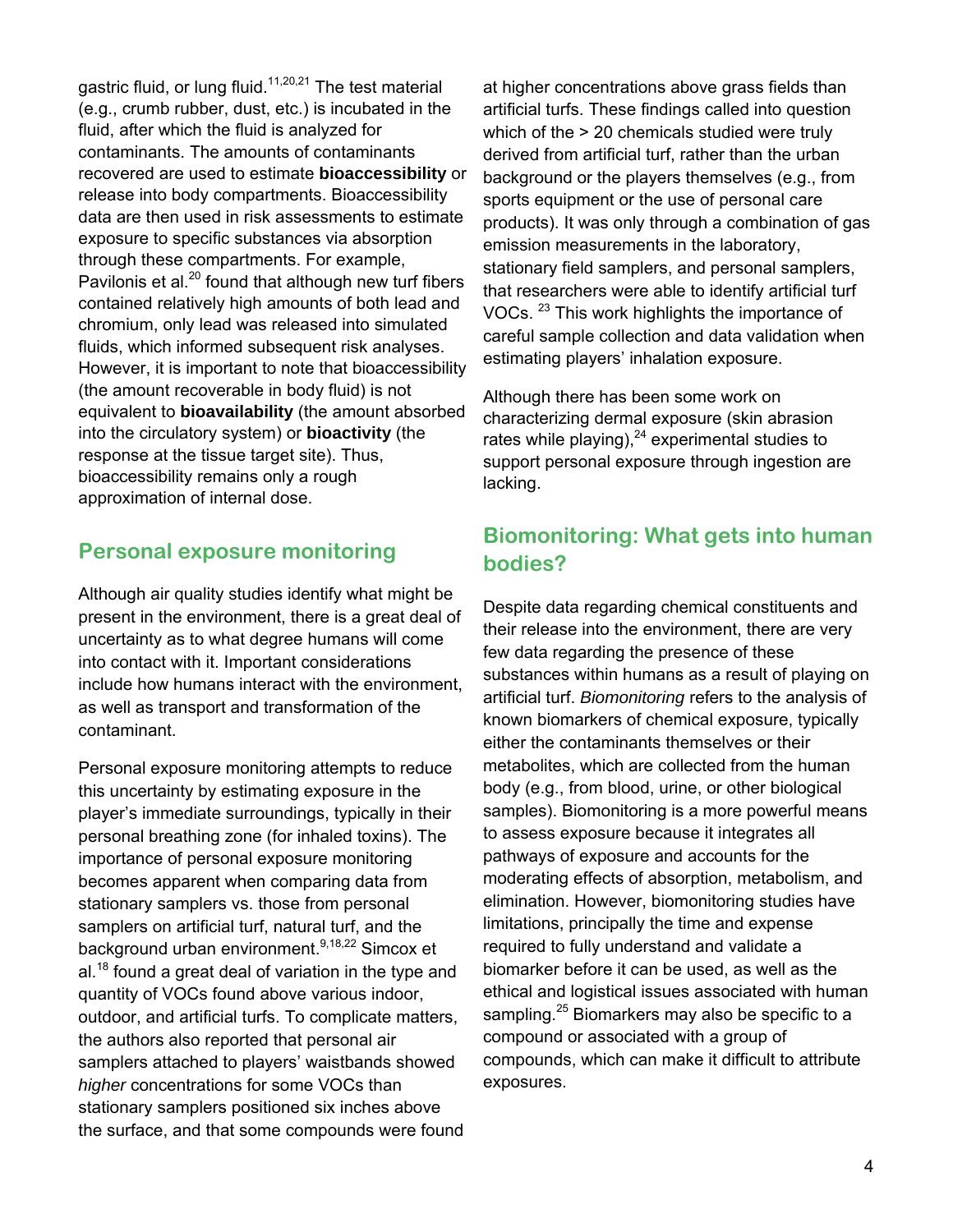gastric fluid, or lung fluid.[11,20,21] The test material (e.g., crumb rubber, dust, etc.) is incubated in the fluid, after which the fluid is analyzed for contaminants. The amounts of contaminants recovered are used to estimate **bioaccessibility** or release into body compartments. Bioaccessibility data are then used in risk assessments to estimate exposure to specific substances via absorption through these compartments. For example, Pavilonis et al.[20] found that although new turf fibers contained relatively high amounts of both lead and chromium, only lead was released into simulated fluids, which informed subsequent risk analyses. However, it is important to note that bioaccessibility (the amount recoverable in body fluid) is not equivalent to **bioavailability** (the amount absorbed into the circulatory system) or **bioactivity** (the response at the tissue target site). Thus, bioaccessibility remains only a rough approximation of internal dose.

## Personal exposure monitoring

Although air quality studies identify what might be present in the environment, there is a great deal of uncertainty as to what degree humans will come into contact with it. Important considerations include how humans interact with the environment, as well as transport and transformation of the contaminant.

Personal exposure monitoring attempts to reduce this uncertainty by estimating exposure in the player's immediate surroundings, typically in their personal breathing zone (for inhaled toxins). The importance of personal exposure monitoring becomes apparent when comparing data from stationary samplers vs. those from personal samplers on artificial turf, natural turf, and the background urban environment.[9,18,22] Simcox et al.[18] found a great deal of variation in the type and quantity of VOCs found above various indoor, outdoor, and artificial turfs. To complicate matters, the authors also reported that personal air samplers attached to players' waistbands showed *higher* concentrations for some VOCs than stationary samplers positioned six inches above the surface, and that some compounds were found at higher concentrations above grass fields than artificial turfs. These findings called into question which of the > 20 chemicals studied were truly derived from artificial turf, rather than the urban background or the players themselves (e.g., from sports equipment or the use of personal care products). It was only through a combination of gas emission measurements in the laboratory, stationary field samplers, and personal samplers, that researchers were able to identify artificial turf VOCs.[23] This work highlights the importance of careful sample collection and data validation when estimating players' inhalation exposure.

Although there has been some work on characterizing dermal exposure (skin abrasion rates while playing),[24] experimental studies to support personal exposure through ingestion are lacking.

## Biomonitoring: What gets into human bodies?

Despite data regarding chemical constituents and their release into the environment, there are very few data regarding the presence of these substances within humans as a result of playing on artificial turf. *Biomonitoring* refers to the analysis of known biomarkers of chemical exposure, typically either the contaminants themselves or their metabolites, which are collected from the human body (e.g., from blood, urine, or other biological samples). Biomonitoring is a more powerful means to assess exposure because it integrates all pathways of exposure and accounts for the moderating effects of absorption, metabolism, and elimination. However, biomonitoring studies have limitations, principally the time and expense required to fully understand and validate a biomarker before it can be used, as well as the ethical and logistical issues associated with human sampling.[25] Biomarkers may also be specific to a compound or associated with a group of compounds, which can make it difficult to attribute exposures.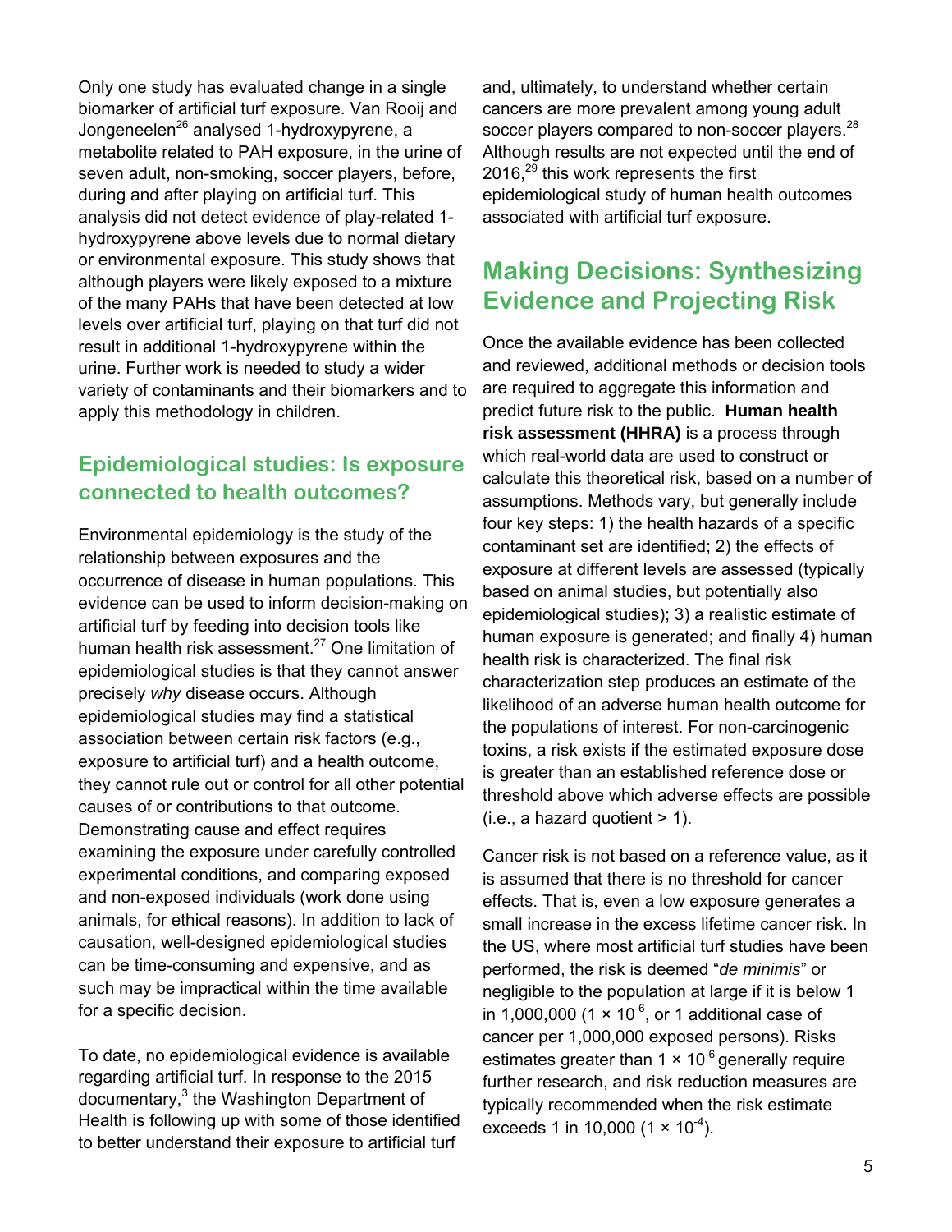Only one study has evaluated change in a single biomarker of artificial turf exposure. Van Rooij and Jongeneelen[26] analysed 1-hydroxypyrene, a metabolite related to PAH exposure, in the urine of seven adult, non-smoking, soccer players, before, during and after playing on artificial turf. This analysis did not detect evidence of play-related 1-hydroxypyrene above levels due to normal dietary or environmental exposure. This study shows that although players were likely exposed to a mixture of the many PAHs that have been detected at low levels over artificial turf, playing on that turf did not result in additional 1-hydroxypyrene within the urine. Further work is needed to study a wider variety of contaminants and their biomarkers and to apply this methodology in children.

## Epidemiological studies: Is exposure connected to health outcomes?

Environmental epidemiology is the study of the relationship between exposures and the occurrence of disease in human populations. This evidence can be used to inform decision-making on artificial turf by feeding into decision tools like human health risk assessment.[27] One limitation of epidemiological studies is that they cannot answer precisely *why* disease occurs. Although epidemiological studies may find a statistical association between certain risk factors (e.g., exposure to artificial turf) and a health outcome, they cannot rule out or control for all other potential causes of or contributions to that outcome. Demonstrating cause and effect requires examining the exposure under carefully controlled experimental conditions, and comparing exposed and non-exposed individuals (work done using animals, for ethical reasons). In addition to lack of causation, well-designed epidemiological studies can be time-consuming and expensive, and as such may be impractical within the time available for a specific decision.

To date, no epidemiological evidence is available regarding artificial turf. In response to the 2015 documentary,[3] the Washington Department of Health is following up with some of those identified to better understand their exposure to artificial turf and, ultimately, to understand whether certain cancers are more prevalent among young adult soccer players compared to non-soccer players.[28] Although results are not expected until the end of 2016,[29] this work represents the first epidemiological study of human health outcomes associated with artificial turf exposure.

## Making Decisions: Synthesizing Evidence and Projecting Risk

Once the available evidence has been collected and reviewed, additional methods or decision tools are required to aggregate this information and predict future risk to the public. **Human health risk assessment (HHRA)** is a process through which real-world data are used to construct or calculate this theoretical risk, based on a number of assumptions. Methods vary, but generally include four key steps: 1) the health hazards of a specific contaminant set are identified; 2) the effects of exposure at different levels are assessed (typically based on animal studies, but potentially also epidemiological studies); 3) a realistic estimate of human exposure is generated; and finally 4) human health risk is characterized. The final risk characterization step produces an estimate of the likelihood of an adverse human health outcome for the populations of interest. For non-carcinogenic toxins, a risk exists if the estimated exposure dose is greater than an established reference dose or threshold above which adverse effects are possible (i.e., a hazard quotient > 1).

Cancer risk is not based on a reference value, as it is assumed that there is no threshold for cancer effects. That is, even a low exposure generates a small increase in the excess lifetime cancer risk. In the US, where most artificial turf studies have been performed, the risk is deemed "*de minimis*" or negligible to the population at large if it is below 1 in 1,000,000 ($1 \times 10^{-6}$, or 1 additional case of cancer per 1,000,000 exposed persons). Risks estimates greater than $1 \times 10^{-6}$ generally require further research, and risk reduction measures are typically recommended when the risk estimate exceeds 1 in 10,000 ($1 \times 10^{-4}$).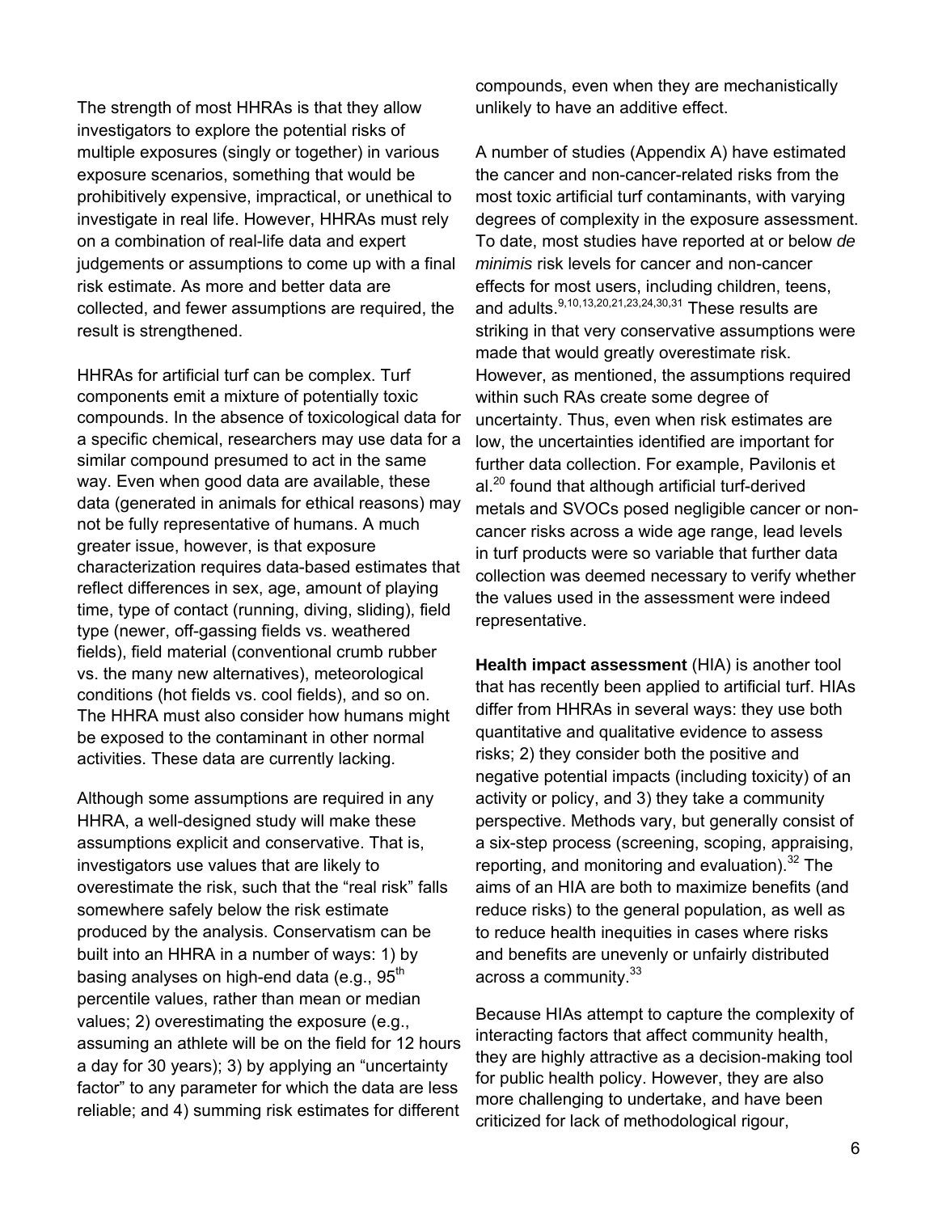The strength of most HHRAs is that they allow investigators to explore the potential risks of multiple exposures (singly or together) in various exposure scenarios, something that would be prohibitively expensive, impractical, or unethical to investigate in real life. However, HHRAs must rely on a combination of real-life data and expert judgements or assumptions to come up with a final risk estimate. As more and better data are collected, and fewer assumptions are required, the result is strengthened.

HHRAs for artificial turf can be complex. Turf components emit a mixture of potentially toxic compounds. In the absence of toxicological data for a specific chemical, researchers may use data for a similar compound presumed to act in the same way. Even when good data are available, these data (generated in animals for ethical reasons) may not be fully representative of humans. A much greater issue, however, is that exposure characterization requires data-based estimates that reflect differences in sex, age, amount of playing time, type of contact (running, diving, sliding), field type (newer, off-gassing fields vs. weathered fields), field material (conventional crumb rubber vs. the many new alternatives), meteorological conditions (hot fields vs. cool fields), and so on. The HHRA must also consider how humans might be exposed to the contaminant in other normal activities. These data are currently lacking.

Although some assumptions are required in any HHRA, a well-designed study will make these assumptions explicit and conservative. That is, investigators use values that are likely to overestimate the risk, such that the "real risk" falls somewhere safely below the risk estimate produced by the analysis. Conservatism can be built into an HHRA in a number of ways: 1) by basing analyses on high-end data (e.g., 95th percentile values, rather than mean or median values; 2) overestimating the exposure (e.g., assuming an athlete will be on the field for 12 hours a day for 30 years); 3) by applying an "uncertainty factor" to any parameter for which the data are less reliable; and 4) summing risk estimates for different compounds, even when they are mechanistically unlikely to have an additive effect.

A number of studies (Appendix A) have estimated the cancer and non-cancer-related risks from the most toxic artificial turf contaminants, with varying degrees of complexity in the exposure assessment. To date, most studies have reported at or below *de minimis* risk levels for cancer and non-cancer effects for most users, including children, teens, and adults.[9,10,13,20,21,23,24,30,31] These results are striking in that very conservative assumptions were made that would greatly overestimate risk. However, as mentioned, the assumptions required within such RAs create some degree of uncertainty. Thus, even when risk estimates are low, the uncertainties identified are important for further data collection. For example, Pavilonis et al.[20] found that although artificial turf-derived metals and SVOCs posed negligible cancer or non-cancer risks across a wide age range, lead levels in turf products were so variable that further data collection was deemed necessary to verify whether the values used in the assessment were indeed representative.

**Health impact assessment** (HIA) is another tool that has recently been applied to artificial turf. HIAs differ from HHRAs in several ways: they use both quantitative and qualitative evidence to assess risks; 2) they consider both the positive and negative potential impacts (including toxicity) of an activity or policy, and 3) they take a community perspective. Methods vary, but generally consist of a six-step process (screening, scoping, appraising, reporting, and monitoring and evaluation).[32] The aims of an HIA are both to maximize benefits (and reduce risks) to the general population, as well as to reduce health inequities in cases where risks and benefits are unevenly or unfairly distributed across a community.[33]

Because HIAs attempt to capture the complexity of interacting factors that affect community health, they are highly attractive as a decision-making tool for public health policy. However, they are also more challenging to undertake, and have been criticized for lack of methodological rigour,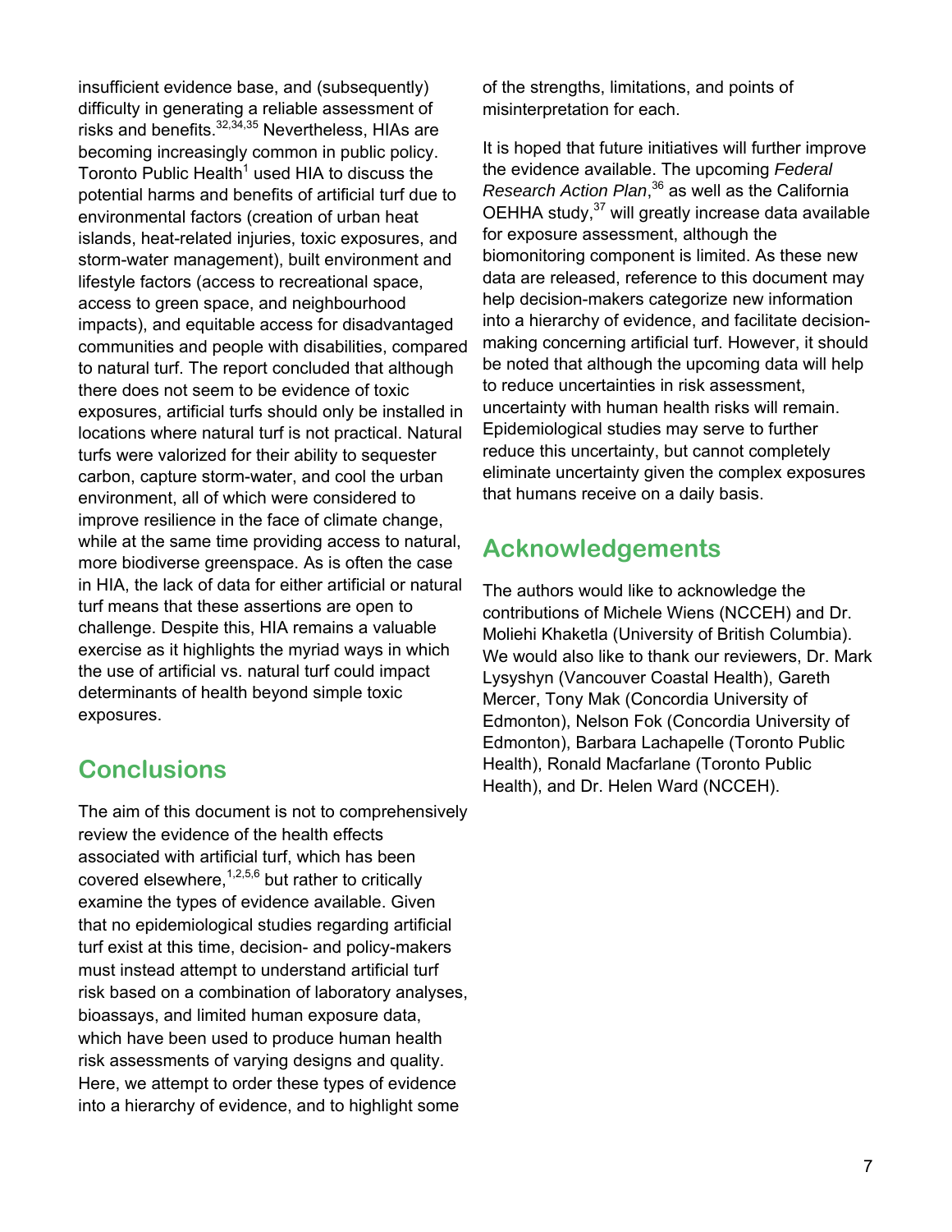insufficient evidence base, and (subsequently) difficulty in generating a reliable assessment of risks and benefits.[32,34,35] Nevertheless, HIAs are becoming increasingly common in public policy. Toronto Public Health[1] used HIA to discuss the potential harms and benefits of artificial turf due to environmental factors (creation of urban heat islands, heat-related injuries, toxic exposures, and storm-water management), built environment and lifestyle factors (access to recreational space, access to green space, and neighbourhood impacts), and equitable access for disadvantaged communities and people with disabilities, compared to natural turf. The report concluded that although there does not seem to be evidence of toxic exposures, artificial turfs should only be installed in locations where natural turf is not practical. Natural turfs were valorized for their ability to sequester carbon, capture storm-water, and cool the urban environment, all of which were considered to improve resilience in the face of climate change, while at the same time providing access to natural, more biodiverse greenspace. As is often the case in HIA, the lack of data for either artificial or natural turf means that these assertions are open to challenge. Despite this, HIA remains a valuable exercise as it highlights the myriad ways in which the use of artificial vs. natural turf could impact determinants of health beyond simple toxic exposures.

## Conclusions

The aim of this document is not to comprehensively review the evidence of the health effects associated with artificial turf, which has been covered elsewhere,[1,2,5,6] but rather to critically examine the types of evidence available. Given that no epidemiological studies regarding artificial turf exist at this time, decision- and policy-makers must instead attempt to understand artificial turf risk based on a combination of laboratory analyses, bioassays, and limited human exposure data, which have been used to produce human health risk assessments of varying designs and quality. Here, we attempt to order these types of evidence into a hierarchy of evidence, and to highlight some of the strengths, limitations, and points of misinterpretation for each.

It is hoped that future initiatives will further improve the evidence available. The upcoming *Federal Research Action Plan*,[36] as well as the California OEHHA study,[37] will greatly increase data available for exposure assessment, although the biomonitoring component is limited. As these new data are released, reference to this document may help decision-makers categorize new information into a hierarchy of evidence, and facilitate decision-making concerning artificial turf. However, it should be noted that although the upcoming data will help to reduce uncertainties in risk assessment, uncertainty with human health risks will remain. Epidemiological studies may serve to further reduce this uncertainty, but cannot completely eliminate uncertainty given the complex exposures that humans receive on a daily basis.

## Acknowledgements

The authors would like to acknowledge the contributions of Michele Wiens (NCCEH) and Dr. Moliehi Khaketla (University of British Columbia). We would also like to thank our reviewers, Dr. Mark Lysyshyn (Vancouver Coastal Health), Gareth Mercer, Tony Mak (Concordia University of Edmonton), Nelson Fok (Concordia University of Edmonton), Barbara Lachapelle (Toronto Public Health), Ronald Macfarlane (Toronto Public Health), and Dr. Helen Ward (NCCEH).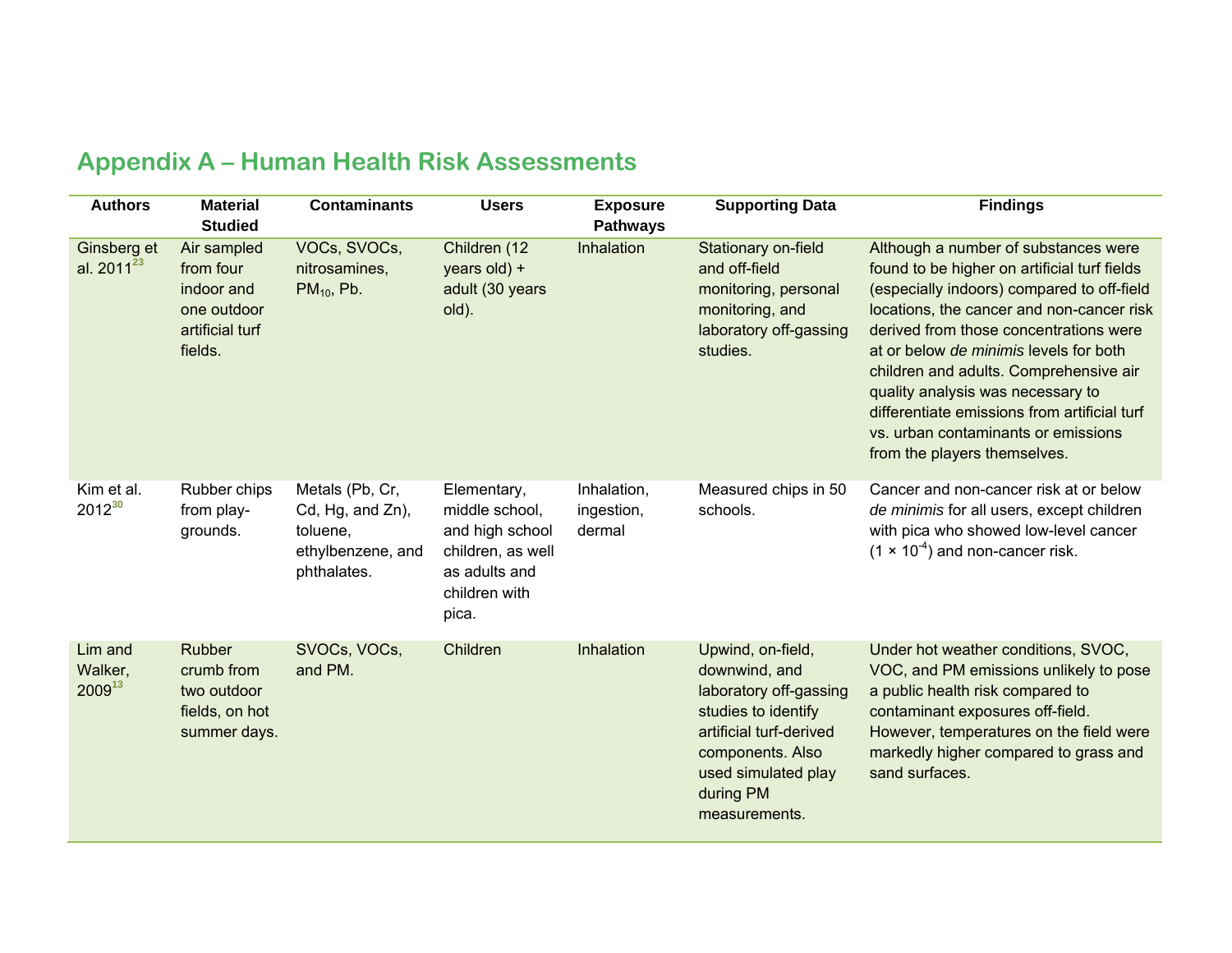## Appendix A – Human Health Risk Assessments

| Authors | Material Studied | Contaminants | Users | Exposure Pathways | Supporting Data | Findings |
|---|---|---|---|---|---|---|
| Ginsberg et al. 2011[23] | Air sampled from four indoor and one outdoor artificial turf fields. | VOCs, SVOCs, nitrosamines, $PM_{10}$, Pb. | Children (12 years old) + adult (30 years old). | Inhalation | Stationary on-field and off-field monitoring, personal monitoring, and laboratory off-gassing studies. | Although a number of substances were found to be higher on artificial turf fields (especially indoors) compared to off-field locations, the cancer and non-cancer risk derived from those concentrations were at or below *de minimis* levels for both children and adults. Comprehensive air quality analysis was necessary to differentiate emissions from artificial turf vs. urban contaminants or emissions from the players themselves. |
| Kim et al. 2012[30] | Rubber chips from play-grounds. | Metals (Pb, Cr, Cd, Hg, and Zn), toluene, ethylbenzene, and phthalates. | Elementary, middle school, and high school children, as well as adults and children with pica. | Inhalation, ingestion, dermal | Measured chips in 50 schools. | Cancer and non-cancer risk at or below *de minimis* for all users, except children with pica who showed low-level cancer ($1 \times 10^{-4}$) and non-cancer risk. |
| Lim and Walker, 2009[13] | Rubber crumb from two outdoor fields, on hot summer days. | SVOCs, VOCs, and PM. | Children | Inhalation | Upwind, on-field, downwind, and laboratory off-gassing studies to identify artificial turf-derived components. Also used simulated play during PM measurements. | Under hot weather conditions, SVOC, VOC, and PM emissions unlikely to pose a public health risk compared to contaminant exposures off-field. However, temperatures on the field were markedly higher compared to grass and sand surfaces. |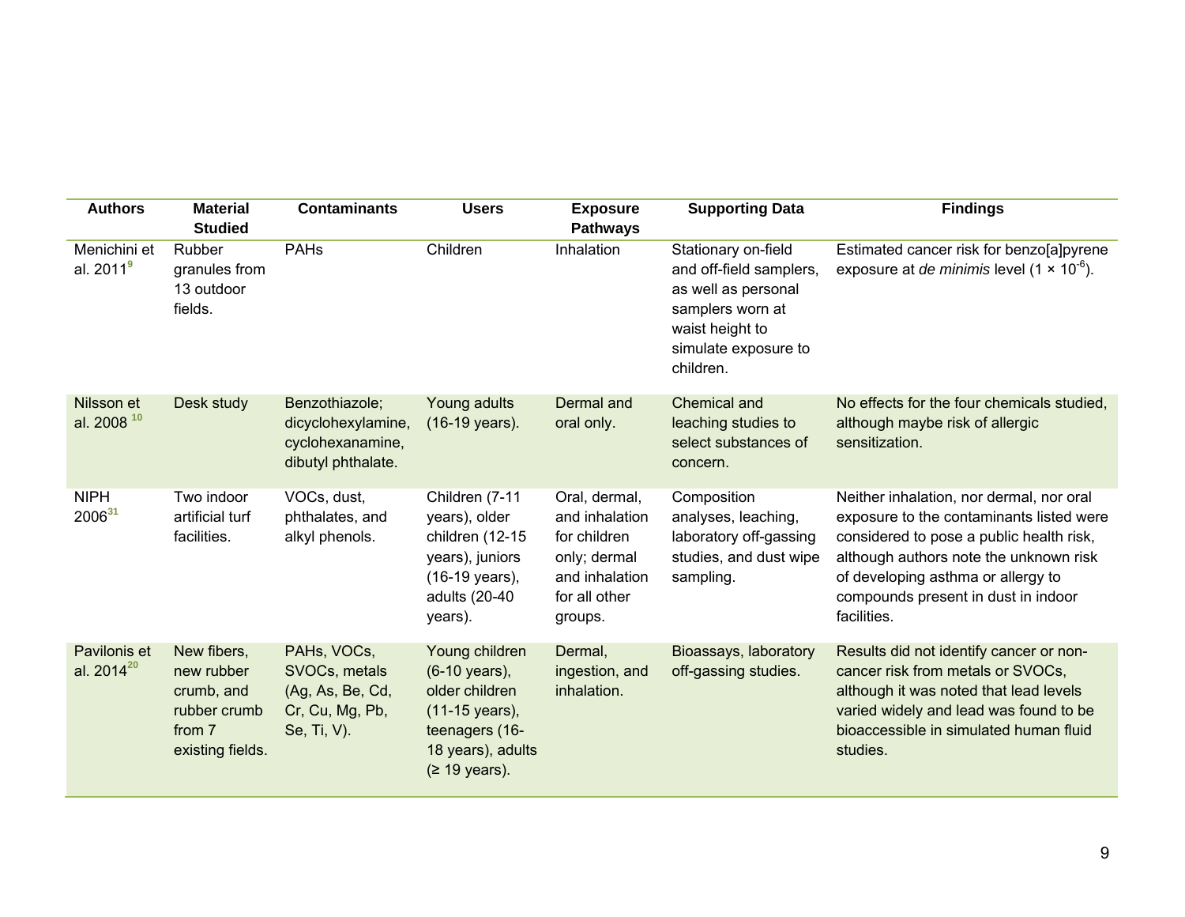| Authors | Material Studied | Contaminants | Users | Exposure Pathways | Supporting Data | Findings |
|---|---|---|---|---|---|---|
| Menichini et al. 2011[9] | Rubber granules from 13 outdoor fields. | PAHs | Children | Inhalation | Stationary on-field and off-field samplers, as well as personal samplers worn at waist height to simulate exposure to children. | Estimated cancer risk for benzo[a]pyrene exposure at *de minimis* level ($1 \times 10^{-6}$). |
| Nilsson et al. 2008 [10] | Desk study | Benzothiazole; dicyclohexylamine, cyclohexanamine, dibutyl phthalate. | Young adults (16-19 years). | Dermal and oral only. | Chemical and leaching studies to select substances of concern. | No effects for the four chemicals studied, although maybe risk of allergic sensitization. |
| NIPH 2006[31] | Two indoor artificial turf facilities. | VOCs, dust, phthalates, and alkyl phenols. | Children (7-11 years), older children (12-15 years), juniors (16-19 years), adults (20-40 years). | Oral, dermal, and inhalation for children only; dermal and inhalation for all other groups. | Composition analyses, leaching, laboratory off-gassing studies, and dust wipe sampling. | Neither inhalation, nor dermal, nor oral exposure to the contaminants listed were considered to pose a public health risk, although authors note the unknown risk of developing asthma or allergy to compounds present in dust in indoor facilities. |
| Pavilonis et al. 2014[20] | New fibers, new rubber crumb, and rubber crumb from 7 existing fields. | PAHs, VOCs, SVOCs, metals (Ag, As, Be, Cd, Cr, Cu, Mg, Pb, Se, Ti, V). | Young children (6-10 years), older children (11-15 years), teenagers (16-18 years), adults (≥ 19 years). | Dermal, ingestion, and inhalation. | Bioassays, laboratory off-gassing studies. | Results did not identify cancer or non-cancer risk from metals or SVOCs, although it was noted that lead levels varied widely and lead was found to be bioaccessible in simulated human fluid studies. |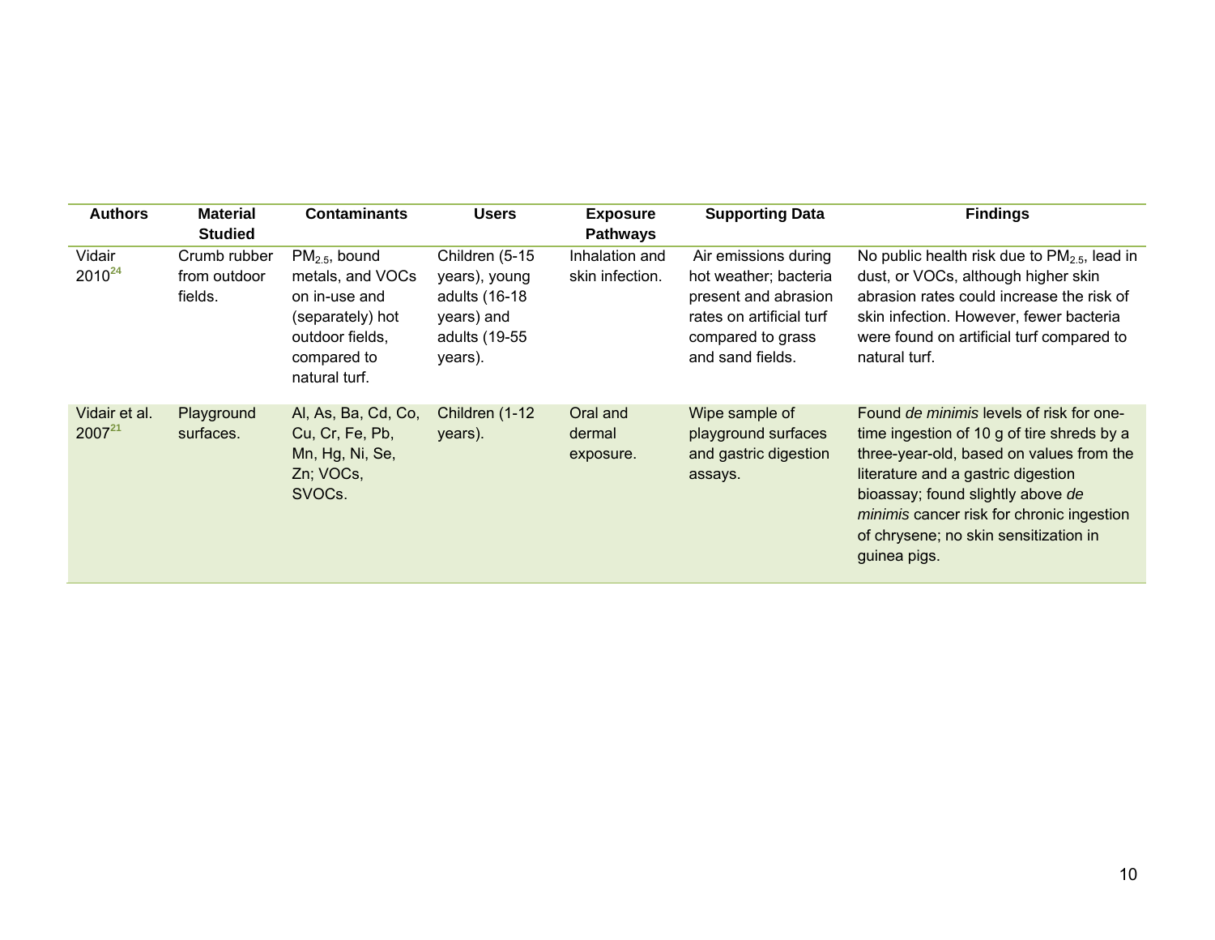| Authors | Material Studied | Contaminants | Users | Exposure Pathways | Supporting Data | Findings |
|---|---|---|---|---|---|---|
| Vidair 2010[24] | Crumb rubber from outdoor fields. | $PM_{2.5}$, bound metals, and VOCs on in-use and (separately) hot outdoor fields, compared to natural turf. | Children (5-15 years), young adults (16-18 years) and adults (19-55 years). | Inhalation and skin infection. | Air emissions during hot weather; bacteria present and abrasion rates on artificial turf compared to grass and sand fields. | No public health risk due to $PM_{2.5}$, lead in dust, or VOCs, although higher skin abrasion rates could increase the risk of skin infection. However, fewer bacteria were found on artificial turf compared to natural turf. |
| Vidair et al. 2007[21] | Playground surfaces. | Al, As, Ba, Cd, Co, Cu, Cr, Fe, Pb, Mn, Hg, Ni, Se, Zn; VOCs, SVOCs. | Children (1-12 years). | Oral and dermal exposure. | Wipe sample of playground surfaces and gastric digestion assays. | Found *de minimis* levels of risk for one-time ingestion of 10 g of tire shreds by a three-year-old, based on values from the literature and a gastric digestion bioassay; found slightly above *de minimis* cancer risk for chronic ingestion of chrysene; no skin sensitization in guinea pigs. |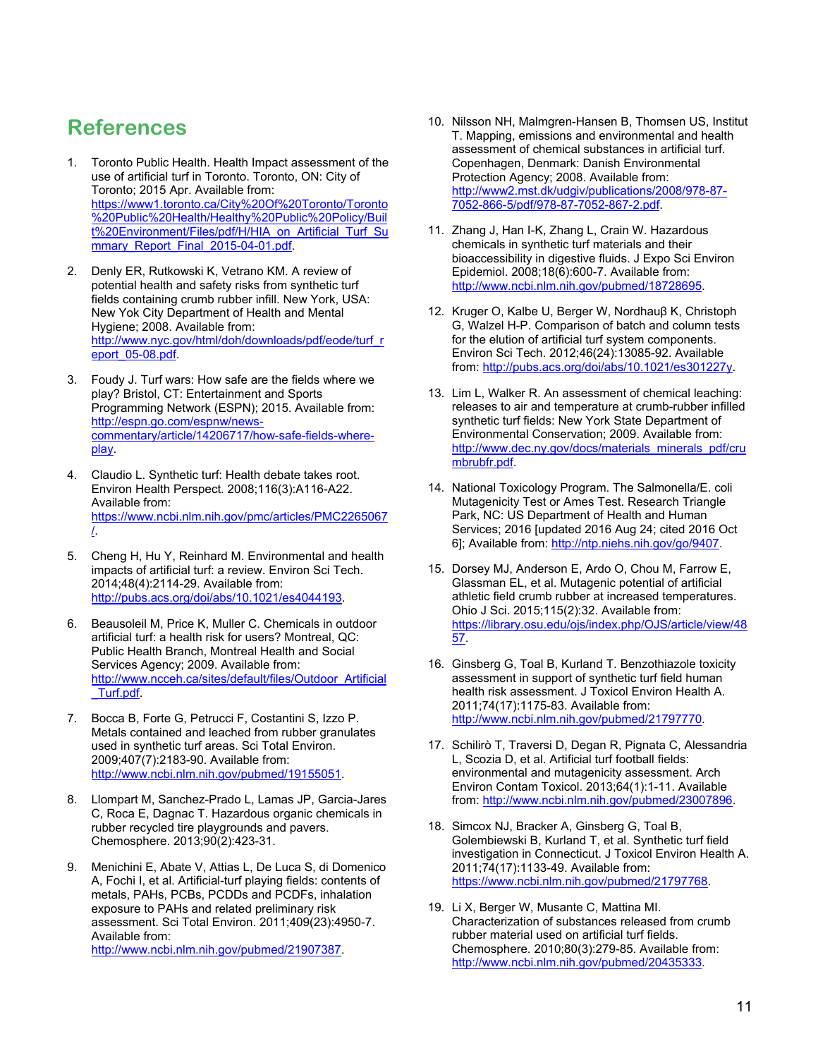## References

1. Toronto Public Health. Health Impact assessment of the use of artificial turf in Toronto. Toronto, ON: City of Toronto; 2015 Apr. Available from: https://www1.toronto.ca/City%20Of%20Toronto/Toronto%20Public%20Health/Healthy%20Public%20Policy/Built%20Environment/Files/pdf/H/HIA_on_Artificial_Turf_Summary_Report_Final_2015-04-01.pdf.

2. Denly ER, Rutkowski K, Vetrano KM. A review of potential health and safety risks from synthetic turf fields containing crumb rubber infill. New York, USA: New Yok City Department of Health and Mental Hygiene; 2008. Available from: http://www.nyc.gov/html/doh/downloads/pdf/eode/turf_report_05-08.pdf.

3. Foudy J. Turf wars: How safe are the fields where we play? Bristol, CT: Entertainment and Sports Programming Network (ESPN); 2015. Available from: http://espn.go.com/espnw/news-commentary/article/14206717/how-safe-fields-where-play.

4. Claudio L. Synthetic turf: Health debate takes root. Environ Health Perspect. 2008;116(3):A116-A22. Available from: https://www.ncbi.nlm.nih.gov/pmc/articles/PMC2265067/.

5. Cheng H, Hu Y, Reinhard M. Environmental and health impacts of artificial turf: a review. Environ Sci Tech. 2014;48(4):2114-29. Available from: http://pubs.acs.org/doi/abs/10.1021/es4044193.

6. Beausoleil M, Price K, Muller C. Chemicals in outdoor artificial turf: a health risk for users? Montreal, QC: Public Health Branch, Montreal Health and Social Services Agency; 2009. Available from: http://www.ncceh.ca/sites/default/files/Outdoor_Artificial_Turf.pdf.

7. Bocca B, Forte G, Petrucci F, Costantini S, Izzo P. Metals contained and leached from rubber granulates used in synthetic turf areas. Sci Total Environ. 2009;407(7):2183-90. Available from: http://www.ncbi.nlm.nih.gov/pubmed/19155051.

8. Llompart M, Sanchez-Prado L, Lamas JP, Garcia-Jares C, Roca E, Dagnac T. Hazardous organic chemicals in rubber recycled tire playgrounds and pavers. Chemosphere. 2013;90(2):423-31.

9. Menichini E, Abate V, Attias L, De Luca S, di Domenico A, Fochi I, et al. Artificial-turf playing fields: contents of metals, PAHs, PCBs, PCDDs and PCDFs, inhalation exposure to PAHs and related preliminary risk assessment. Sci Total Environ. 2011;409(23):4950-7. Available from: http://www.ncbi.nlm.nih.gov/pubmed/21907387.

10. Nilsson NH, Malmgren-Hansen B, Thomsen US, Institut T. Mapping, emissions and environmental and health assessment of chemical substances in artificial turf. Copenhagen, Denmark: Danish Environmental Protection Agency; 2008. Available from: http://www2.mst.dk/udgiv/publications/2008/978-87-7052-866-5/pdf/978-87-7052-867-2.pdf.

11. Zhang J, Han I-K, Zhang L, Crain W. Hazardous chemicals in synthetic turf materials and their bioaccessibility in digestive fluids. J Expo Sci Environ Epidemiol. 2008;18(6):600-7. Available from: http://www.ncbi.nlm.nih.gov/pubmed/18728695.

12. Kruger O, Kalbe U, Berger W, Nordhauβ K, Christoph G, Walzel H-P. Comparison of batch and column tests for the elution of artificial turf system components. Environ Sci Tech. 2012;46(24):13085-92. Available from: http://pubs.acs.org/doi/abs/10.1021/es301227y.

13. Lim L, Walker R. An assessment of chemical leaching: releases to air and temperature at crumb-rubber infilled synthetic turf fields: New York State Department of Environmental Conservation; 2009. Available from: http://www.dec.ny.gov/docs/materials_minerals_pdf/crumbrubfr.pdf.

14. National Toxicology Program. The Salmonella/E. coli Mutagenicity Test or Ames Test. Research Triangle Park, NC: US Department of Health and Human Services; 2016 [updated 2016 Aug 24; cited 2016 Oct 6]; Available from: http://ntp.niehs.nih.gov/go/9407.

15. Dorsey MJ, Anderson E, Ardo O, Chou M, Farrow E, Glassman EL, et al. Mutagenic potential of artificial athletic field crumb rubber at increased temperatures. Ohio J Sci. 2015;115(2):32. Available from: https://library.osu.edu/ojs/index.php/OJS/article/view/4857.

16. Ginsberg G, Toal B, Kurland T. Benzothiazole toxicity assessment in support of synthetic turf field human health risk assessment. J Toxicol Environ Health A. 2011;74(17):1175-83. Available from: http://www.ncbi.nlm.nih.gov/pubmed/21797770.

17. Schilirò T, Traversi D, Degan R, Pignata C, Alessandria L, Scozia D, et al. Artificial turf football fields: environmental and mutagenicity assessment. Arch Environ Contam Toxicol. 2013;64(1):1-11. Available from: http://www.ncbi.nlm.nih.gov/pubmed/23007896.

18. Simcox NJ, Bracker A, Ginsberg G, Toal B, Golembiewski B, Kurland T, et al. Synthetic turf field investigation in Connecticut. J Toxicol Environ Health A. 2011;74(17):1133-49. Available from: https://www.ncbi.nlm.nih.gov/pubmed/21797768.

19. Li X, Berger W, Musante C, Mattina MI. Characterization of substances released from crumb rubber material used on artificial turf fields. Chemosphere. 2010;80(3):279-85. Available from: http://www.ncbi.nlm.nih.gov/pubmed/20435333.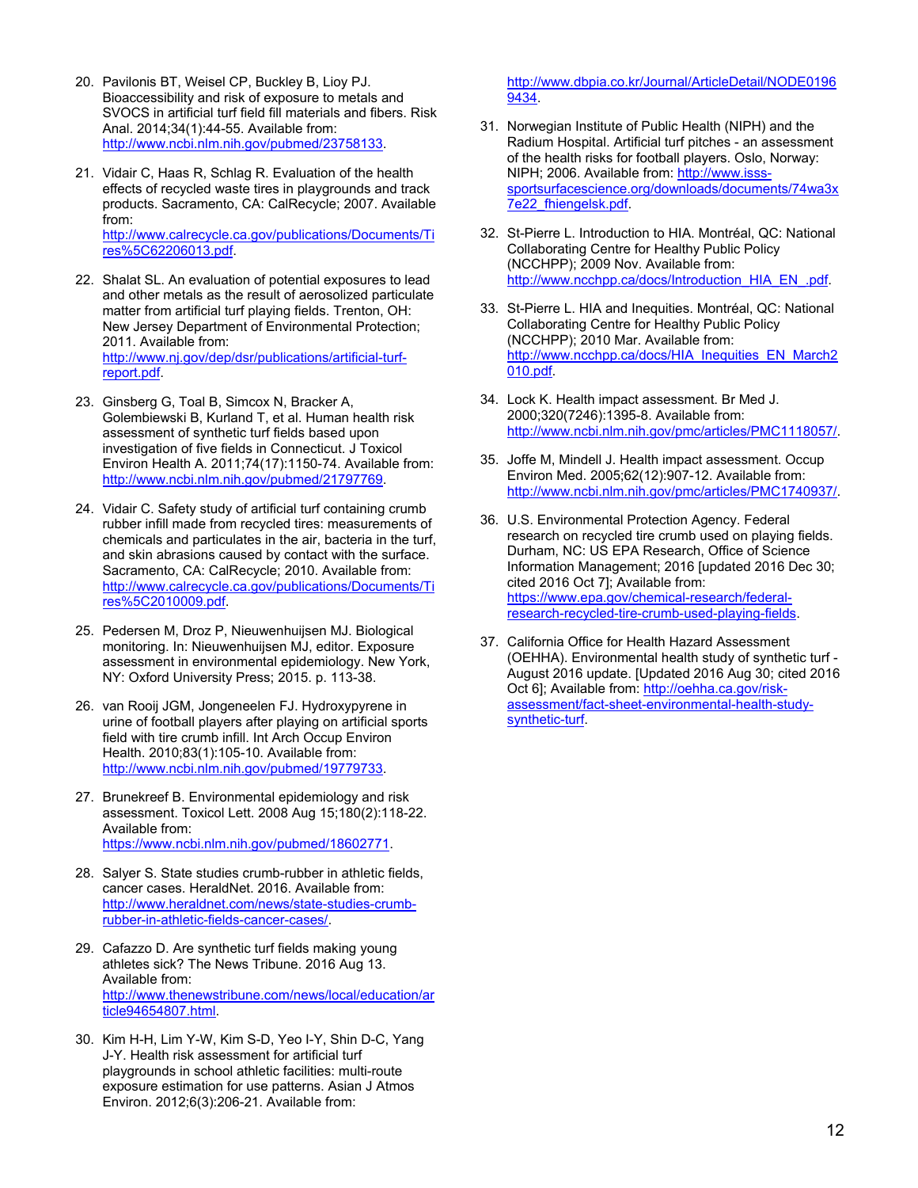20. Pavilonis BT, Weisel CP, Buckley B, Lioy PJ. Bioaccessibility and risk of exposure to metals and SVOCS in artificial turf field fill materials and fibers. Risk Anal. 2014;34(1):44-55. Available from: http://www.ncbi.nlm.nih.gov/pubmed/23758133.

21. Vidair C, Haas R, Schlag R. Evaluation of the health effects of recycled waste tires in playgrounds and track products. Sacramento, CA: CalRecycle; 2007. Available from: http://www.calrecycle.ca.gov/publications/Documents/Tires%5C62206013.pdf.

22. Shalat SL. An evaluation of potential exposures to lead and other metals as the result of aerosolized particulate matter from artificial turf playing fields. Trenton, OH: New Jersey Department of Environmental Protection; 2011. Available from: http://www.nj.gov/dep/dsr/publications/artificial-turf-report.pdf.

23. Ginsberg G, Toal B, Simcox N, Bracker A, Golembiewski B, Kurland T, et al. Human health risk assessment of synthetic turf fields based upon investigation of five fields in Connecticut. J Toxicol Environ Health A. 2011;74(17):1150-74. Available from: http://www.ncbi.nlm.nih.gov/pubmed/21797769.

24. Vidair C. Safety study of artificial turf containing crumb rubber infill made from recycled tires: measurements of chemicals and particulates in the air, bacteria in the turf, and skin abrasions caused by contact with the surface. Sacramento, CA: CalRecycle; 2010. Available from: http://www.calrecycle.ca.gov/publications/Documents/Tires%5C2010009.pdf.

25. Pedersen M, Droz P, Nieuwenhuijsen MJ. Biological monitoring. In: Nieuwenhuijsen MJ, editor. Exposure assessment in environmental epidemiology. New York, NY: Oxford University Press; 2015. p. 113-38.

26. van Rooij JGM, Jongeneelen FJ. Hydroxypyrene in urine of football players after playing on artificial sports field with tire crumb infill. Int Arch Occup Environ Health. 2010;83(1):105-10. Available from: http://www.ncbi.nlm.nih.gov/pubmed/19779733.

27. Brunekreef B. Environmental epidemiology and risk assessment. Toxicol Lett. 2008 Aug 15;180(2):118-22. Available from: https://www.ncbi.nlm.nih.gov/pubmed/18602771.

28. Salyer S. State studies crumb-rubber in athletic fields, cancer cases. HeraldNet. 2016. Available from: http://www.heraldnet.com/news/state-studies-crumb-rubber-in-athletic-fields-cancer-cases/.

29. Cafazzo D. Are synthetic turf fields making young athletes sick? The News Tribune. 2016 Aug 13. Available from: http://www.thenewstribune.com/news/local/education/article94654807.html.

30. Kim H-H, Lim Y-W, Kim S-D, Yeo I-Y, Shin D-C, Yang J-Y. Health risk assessment for artificial turf playgrounds in school athletic facilities: multi-route exposure estimation for use patterns. Asian J Atmos Environ. 2012;6(3):206-21. Available from: http://www.dbpia.co.kr/Journal/ArticleDetail/NODE01969434.

31. Norwegian Institute of Public Health (NIPH) and the Radium Hospital. Artificial turf pitches - an assessment of the health risks for football players. Oslo, Norway: NIPH; 2006. Available from: http://www.isss-sportsurfacescience.org/downloads/documents/74wa3x7e22_fhiengelsk.pdf.

32. St-Pierre L. Introduction to HIA. Montréal, QC: National Collaborating Centre for Healthy Public Policy (NCCHPP); 2009 Nov. Available from: http://www.ncchpp.ca/docs/Introduction_HIA_EN_.pdf.

33. St-Pierre L. HIA and Inequities. Montréal, QC: National Collaborating Centre for Healthy Public Policy (NCCHPP); 2010 Mar. Available from: http://www.ncchpp.ca/docs/HIA_Inequities_EN_March2010.pdf.

34. Lock K. Health impact assessment. Br Med J. 2000;320(7246):1395-8. Available from: http://www.ncbi.nlm.nih.gov/pmc/articles/PMC1118057/.

35. Joffe M, Mindell J. Health impact assessment. Occup Environ Med. 2005;62(12):907-12. Available from: http://www.ncbi.nlm.nih.gov/pmc/articles/PMC1740937/.

36. U.S. Environmental Protection Agency. Federal research on recycled tire crumb used on playing fields. Durham, NC: US EPA Research, Office of Science Information Management; 2016 [updated 2016 Dec 30; cited 2016 Oct 7]; Available from: https://www.epa.gov/chemical-research/federal-research-recycled-tire-crumb-used-playing-fields.

37. California Office for Health Hazard Assessment (OEHHA). Environmental health study of synthetic turf - August 2016 update. [Updated 2016 Aug 30; cited 2016 Oct 6]; Available from: http://oehha.ca.gov/risk-assessment/fact-sheet-environmental-health-study-synthetic-turf.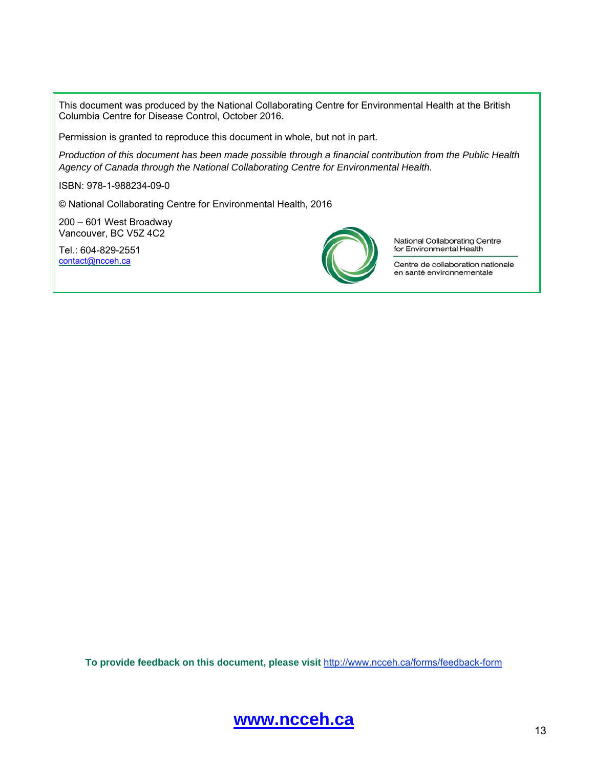This document was produced by the National Collaborating Centre for Environmental Health at the British Columbia Centre for Disease Control, October 2016.

Permission is granted to reproduce this document in whole, but not in part.

*Production of this document has been made possible through a financial contribution from the Public Health Agency of Canada through the National Collaborating Centre for Environmental Health.*

ISBN: 978-1-988234-09-0

© National Collaborating Centre for Environmental Health, 2016

200 – 601 West Broadway
Vancouver, BC V5Z 4C2

Tel.: 604-829-2551
contact@ncceh.ca

National Collaborating Centre for Environmental Health

Centre de collaboration nationale en santé environnementale

**To provide feedback on this document, please visit** http://www.ncceh.ca/forms/feedback-form

**www.ncceh.ca**